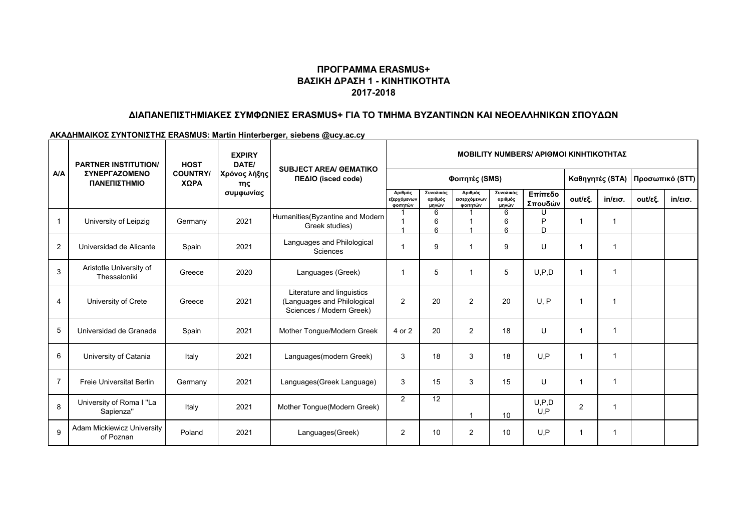## ΠΡΟΓΡΑΜΜΑ ERASMUS+
## ΒΑΣΙΚΗ ΔΡΑΣΗ 1 - ΚΙΝΗΤΙΚΟΤΗΤΑ
## 2017-2018

### ΔΙΑΠΑΝΕΠΙΣΤΗΜΙΑΚΕΣ ΣΥΜΦΩΝΙΕΣ ERASMUS+ ΓΙΑ ΤΟ ΤΜΗΜΑ ΒΥΖΑΝΤΙΝΩΝ ΚΑΙ ΝΕΟΕΛΛΗΝΙΚΩΝ ΣΠΟΥΔΩΝ

**ΑΚΑΔΗΜΑΙΚΟΣ ΣΥΝΤΟΝΙΣΤΗΣ ERASMUS: Martin Hinterberger, siebens @ucy.ac.cy**

| A/A | PARTNER INSTITUTION/ ΣΥΝΕΡΓΑΖΟΜΕΝΟ ΠΑΝΕΠΙΣΤΗΜΙΟ | HOST COUNTRY/ ΧΩΡΑ | EXPIRY DATE/ Χρόνος λήξης της συμφωνίας | SUBJECT AREA/ ΘΕΜΑΤΙΚΟ ΠΕΔΙΟ (isced code) | MOBILITY NUMBERS/ ΑΡΙΘΜΟΙ ΚΙΝΗΤΙΚΟΤΗΤΑΣ | | | | | | | | |
|---|---|---|---|---|---|---|---|---|---|---|---|---|---|
| | | | | | Φοιτητές (SMS) | | | | | Καθηγητές (STA) | | Προσωπικό (STT) | |
| | | | | | Αριθμός εξερχόμενων φοιτητών | Συνολικός αριθμός μηνών | Αριθμός εισερχόμενων φοιτητών | Συνολικός αριθμός μηνών | Επίπεδο Σπουδών | out/εξ. | in/εισ. | out/εξ. | in/εισ. |
| 1 | University of Leipzig | Germany | 2021 | Humanities(Byzantine and Modern Greek studies) | 1<br>1<br>1 | 6<br>6<br>6 | 1<br>1<br>1 | 6<br>6<br>6 | U<br>P<br>D | 1 | 1 | | |
| 2 | Universidad de Alicante | Spain | 2021 | Languages and Philological Sciences | 1 | 9 | 1 | 9 | U | 1 | 1 | | |
| 3 | Aristotle University of Thessaloniki | Greece | 2020 | Languages (Greek) | 1 | 5 | 1 | 5 | U,P,D | 1 | 1 | | |
| 4 | University of Crete | Greece | 2021 | Literature and linguistics (Languages and Philological Sciences / Modern Greek) | 2 | 20 | 2 | 20 | U, P | 1 | 1 | | |
| 5 | Universidad de Granada | Spain | 2021 | Mother Tongue/Modern Greek | 4 or 2 | 20 | 2 | 18 | U | 1 | 1 | | |
| 6 | University of Catania | Italy | 2021 | Languages(modern Greek) | 3 | 18 | 3 | 18 | U,P | 1 | 1 | | |
| 7 | Freie Universitat Berlin | Germany | 2021 | Languages(Greek Language) | 3 | 15 | 3 | 15 | U | 1 | 1 | | |
| 8 | University of Roma I "La Sapienza" | Italy | 2021 | Mother Tongue(Modern Greek) | 2 | 12 | 1 | 10 | U,P,D<br>U,P | 2 | 1 | | |
| 9 | Adam Mickiewicz University of Poznan | Poland | 2021 | Languages(Greek) | 2 | 10 | 2 | 10 | U,P | 1 | 1 | | |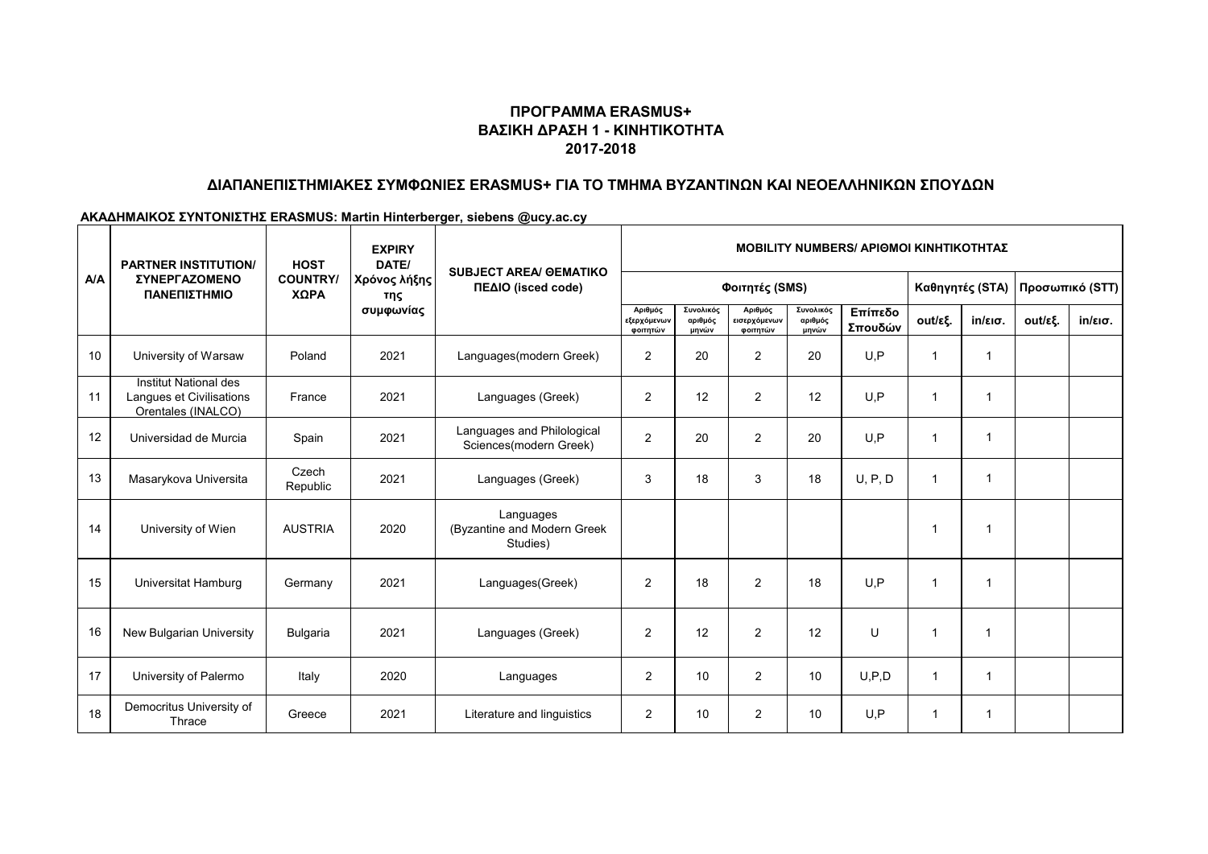**ΠΡΟΓΡΑΜΜΑ ERASMUS+**
**ΒΑΣΙΚΗ ΔΡΑΣΗ 1 - ΚΙΝΗΤΙΚΟΤΗΤΑ**
**2017-2018**

**ΔΙΑΠΑΝΕΠΙΣΤΗΜΙΑΚΕΣ ΣΥΜΦΩΝΙΕΣ ERASMUS+ ΓΙΑ ΤΟ ΤΜΗΜΑ ΒΥΖΑΝΤΙΝΩΝ ΚΑΙ ΝΕΟΕΛΛΗΝΙΚΩΝ ΣΠΟΥΔΩΝ**

**ΑΚΑΔΗΜΑΙΚΟΣ ΣΥΝΤΟΝΙΣΤΗΣ ERASMUS: Martin Hinterberger, siebens @ucy.ac.cy**

| A/A | PARTNER INSTITUTION/ ΣΥΝΕΡΓΑΖΟΜΕΝΟ ΠΑΝΕΠΙΣΤΗΜΙΟ | HOST COUNTRY/ ΧΩΡΑ | EXPIRY DATE/ Χρόνος λήξης της συμφωνίας | SUBJECT AREA/ ΘΕΜΑΤΙΚΟ ΠΕΔΙΟ (isced code) | MOBILITY NUMBERS/ ΑΡΙΘΜΟΙ ΚΙΝΗΤΙΚΟΤΗΤΑΣ | | | | | | | | |
|---|---|---|---|---|---|---|---|---|---|---|---|---|---|
| | | | | | Φοιτητές (SMS) | | | | | Καθηγητές (STA) | | Προσωπικό (STT) | |
| | | | | | Αριθμός εξερχόμενων φοιτητών | Συνολικός αριθμός μηνών | Αριθμός εισερχόμενων φοιτητών | Συνολικός αριθμός μηνών | Επίπεδο Σπουδών | out/εξ. | in/εισ. | out/εξ. | in/εισ. |
| 10 | University of Warsaw | Poland | 2021 | Languages(modern Greek) | 2 | 20 | 2 | 20 | U,P | 1 | 1 | | |
| 11 | Institut National des Langues et Civilisations Orentales (INALCO) | France | 2021 | Languages (Greek) | 2 | 12 | 2 | 12 | U,P | 1 | 1 | | |
| 12 | Universidad de Murcia | Spain | 2021 | Languages and Philological Sciences(modern Greek) | 2 | 20 | 2 | 20 | U,P | 1 | 1 | | |
| 13 | Masarykova Universita | Czech Republic | 2021 | Languages (Greek) | 3 | 18 | 3 | 18 | U, P, D | 1 | 1 | | |
| 14 | University of Wien | AUSTRIA | 2020 | Languages (Byzantine and Modern Greek Studies) | | | | | | 1 | 1 | | |
| 15 | Universitat Hamburg | Germany | 2021 | Languages(Greek) | 2 | 18 | 2 | 18 | U,P | 1 | 1 | | |
| 16 | New Bulgarian University | Bulgaria | 2021 | Languages (Greek) | 2 | 12 | 2 | 12 | U | 1 | 1 | | |
| 17 | University of Palermo | Italy | 2020 | Languages | 2 | 10 | 2 | 10 | U,P,D | 1 | 1 | | |
| 18 | Democritus University of Thrace | Greece | 2021 | Literature and linguistics | 2 | 10 | 2 | 10 | U,P | 1 | 1 | | |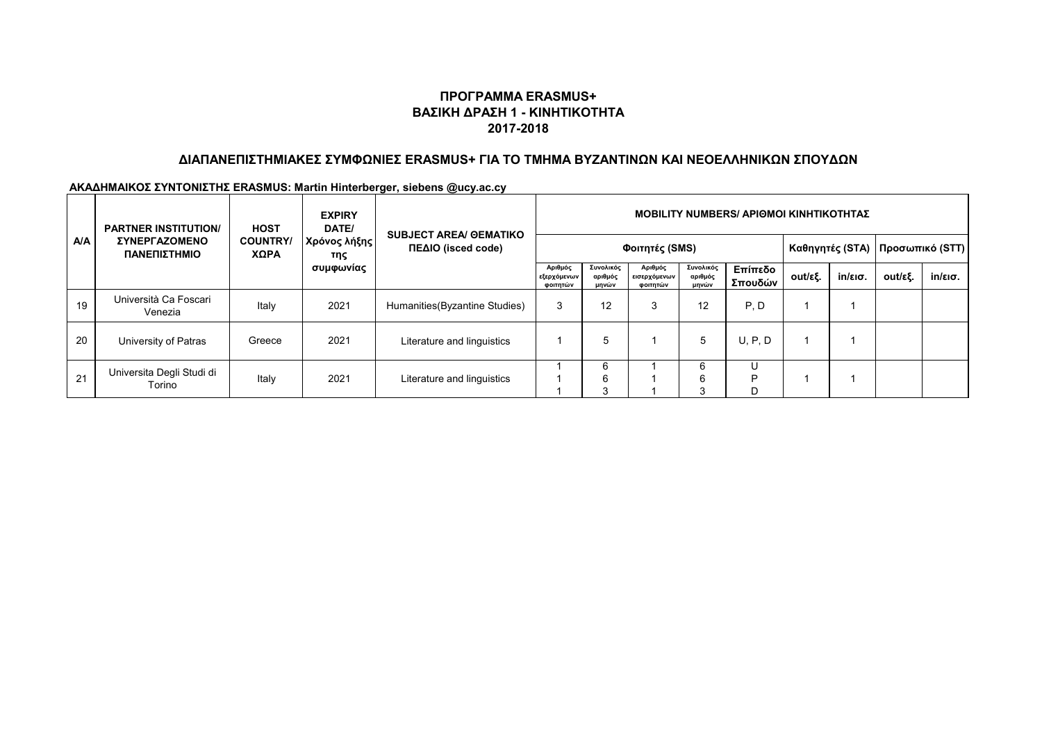**ΠΡΟΓΡΑΜΜΑ ERASMUS+**
**ΒΑΣΙΚΗ ΔΡΑΣΗ 1 - ΚΙΝΗΤΙΚΟΤΗΤΑ**
**2017-2018**

**ΔΙΑΠΑΝΕΠΙΣΤΗΜΙΑΚΕΣ ΣΥΜΦΩΝΙΕΣ ERASMUS+ ΓΙΑ ΤΟ ΤΜΗΜΑ ΒΥΖΑΝΤΙΝΩΝ ΚΑΙ ΝΕΟΕΛΛΗΝΙΚΩΝ ΣΠΟΥΔΩΝ**

**ΑΚΑΔΗΜΑΙΚΟΣ ΣΥΝΤΟΝΙΣΤΗΣ ERASMUS: Martin Hinterberger, siebens @ucy.ac.cy**

| Α/Α | PARTNER INSTITUTION/ ΣΥΝΕΡΓΑΖΟΜΕΝΟ ΠΑΝΕΠΙΣΤΗΜΙΟ | HOST COUNTRY/ ΧΩΡΑ | EXPIRY DATE/ Χρόνος λήξης της συμφωνίας | SUBJECT AREA/ ΘΕΜΑΤΙΚΟ ΠΕΔΙΟ (isced code) | MOBILITY NUMBERS/ ΑΡΙΘΜΟΙ ΚΙΝΗΤΙΚΟΤΗΤΑΣ | | | | | | | | |
|---|---|---|---|---|---|---|---|---|---|---|---|---|---|
| | | | | | Φοιτητές (SMS) | | | | | Καθηγητές (STA) | | Προσωπικό (STT) | |
| | | | | | Αριθμός εξερχόμενων φοιτητών | Συνολικός αριθμός μηνών | Αριθμός εισερχόμενων φοιτητών | Συνολικός αριθμός μηνών | Επίπεδο Σπουδών | out/εξ. | in/εισ. | out/εξ. | in/εισ. |
| 19 | Università Ca Foscari Venezia | Italy | 2021 | Humanities(Byzantine Studies) | 3 | 12 | 3 | 12 | P, D | 1 | 1 | | |
| 20 | University of Patras | Greece | 2021 | Literature and linguistics | 1 | 5 | 1 | 5 | U, P, D | 1 | 1 | | |
| 21 | Universita Degli Studi di Torino | Italy | 2021 | Literature and linguistics | 1<br>1<br>1 | 6<br>6<br>3 | 1<br>1<br>1 | 6<br>6<br>3 | U<br>P<br>D | 1 | 1 | | |